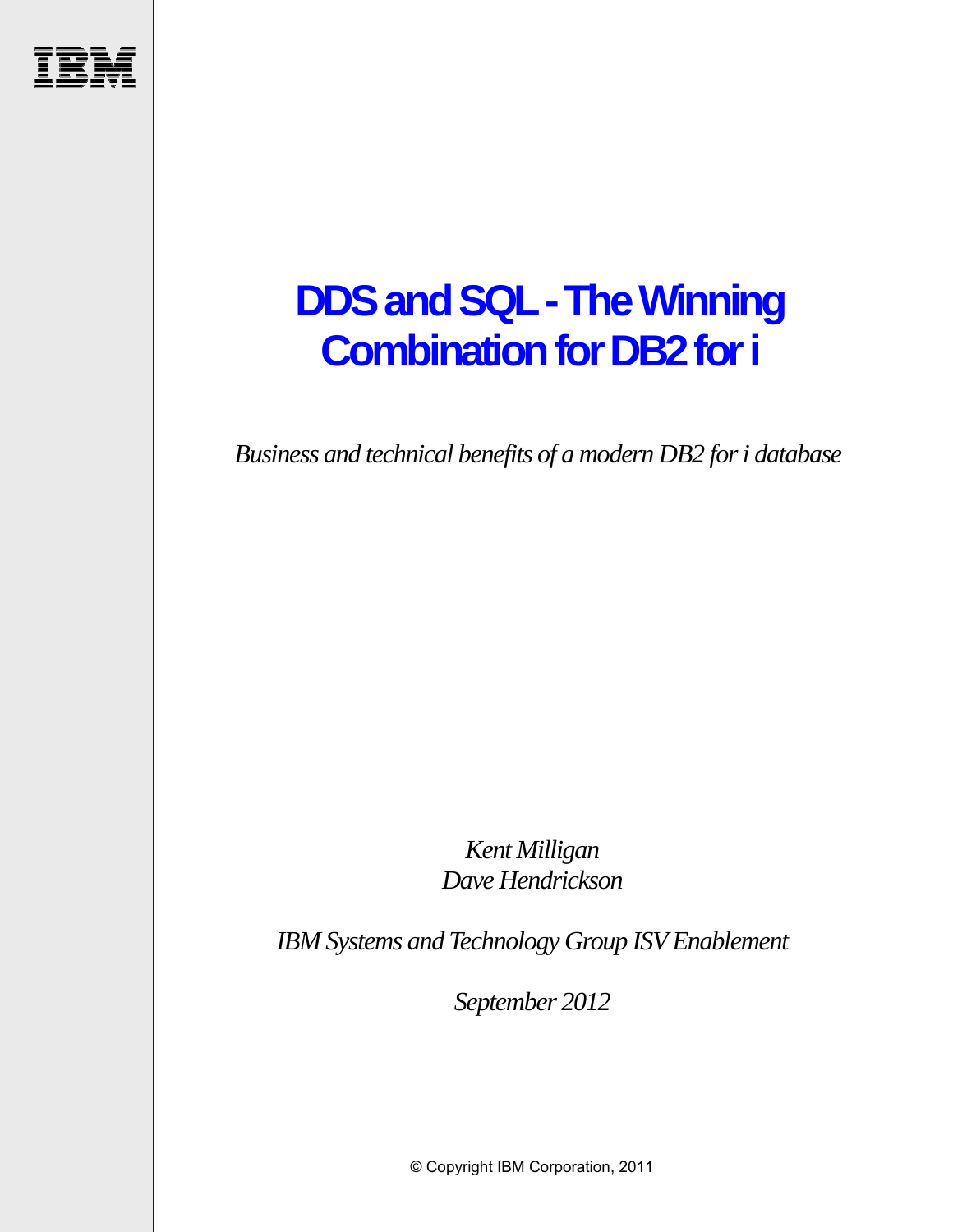# DDS and SQL - The Winning Combination for DB2 for i

*Business and technical benefits of a modern DB2 for i database*

*Kent Milligan*
*Dave Hendrickson*

*IBM Systems and Technology Group ISV Enablement*

*September 2012*

© Copyright IBM Corporation, 2011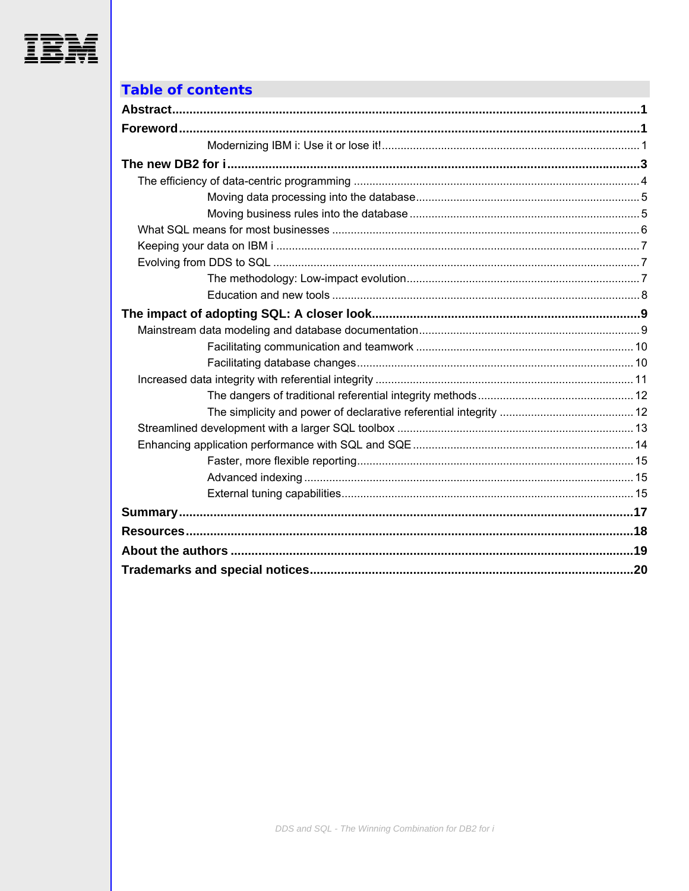## Table of contents

**Abstract** .......... **1**

**Foreword** .......... **1**

- Modernizing IBM i: Use it or lose it! .......... 1

**The new DB2 for i** .......... **3**

- The efficiency of data-centric programming .......... 4
  - Moving data processing into the database .......... 5
  - Moving business rules into the database .......... 5
- What SQL means for most businesses .......... 6
- Keeping your data on IBM i .......... 7
- Evolving from DDS to SQL .......... 7
  - The methodology: Low-impact evolution .......... 7
  - Education and new tools .......... 8

**The impact of adopting SQL: A closer look** .......... **9**

- Mainstream data modeling and database documentation .......... 9
  - Facilitating communication and teamwork .......... 10
  - Facilitating database changes .......... 10
- Increased data integrity with referential integrity .......... 11
  - The dangers of traditional referential integrity methods .......... 12
  - The simplicity and power of declarative referential integrity .......... 12
- Streamlined development with a larger SQL toolbox .......... 13
- Enhancing application performance with SQL and SQE .......... 14
  - Faster, more flexible reporting .......... 15
  - Advanced indexing .......... 15
  - External tuning capabilities .......... 15

**Summary** .......... **17**

**Resources** .......... **18**

**About the authors** .......... **19**

**Trademarks and special notices** .......... **20**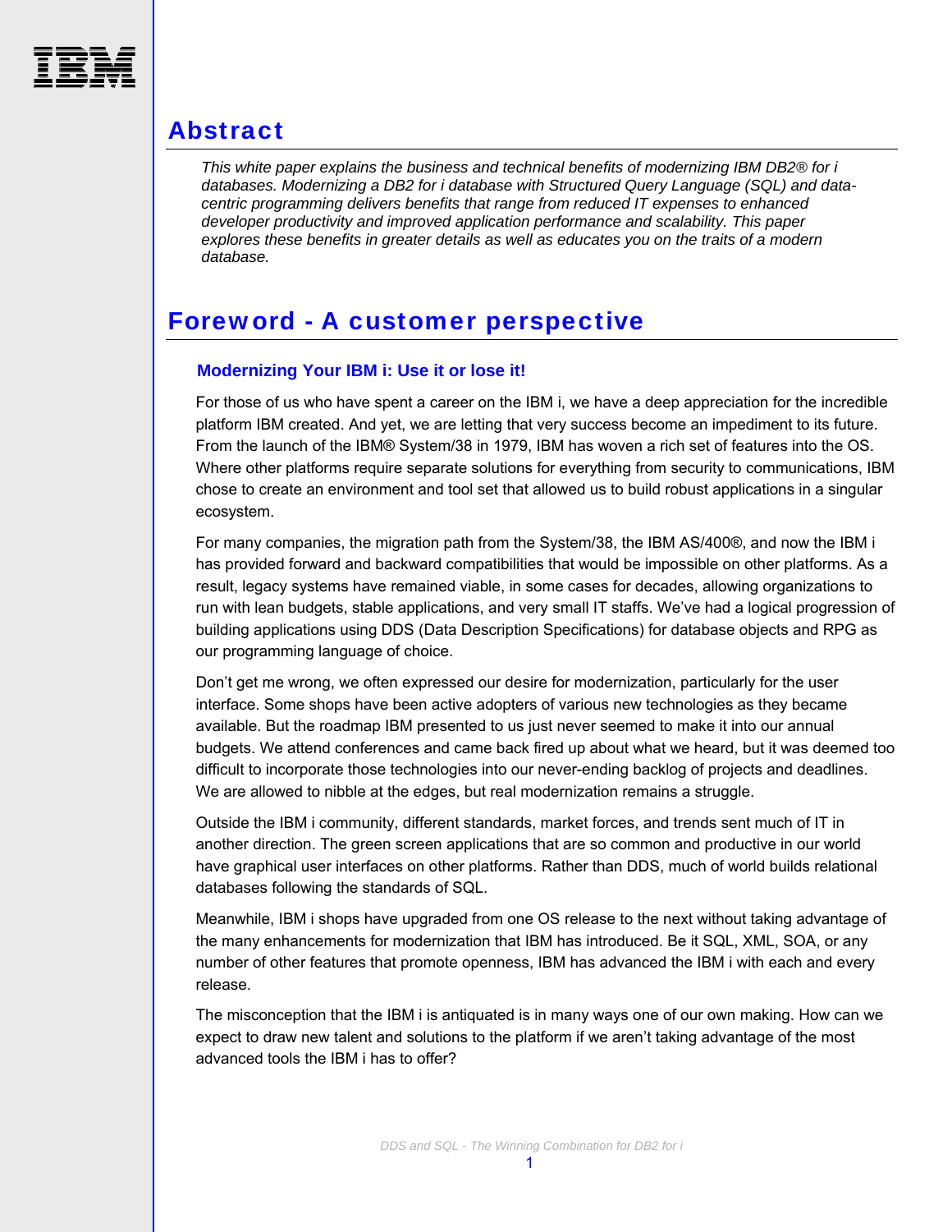# Abstract

*This white paper explains the business and technical benefits of modernizing IBM DB2® for i databases. Modernizing a DB2 for i database with Structured Query Language (SQL) and data-centric programming delivers benefits that range from reduced IT expenses to enhanced developer productivity and improved application performance and scalability. This paper explores these benefits in greater details as well as educates you on the traits of a modern database.*

# Foreword - A customer perspective

### Modernizing Your IBM i: Use it or lose it!

For those of us who have spent a career on the IBM i, we have a deep appreciation for the incredible platform IBM created. And yet, we are letting that very success become an impediment to its future. From the launch of the IBM® System/38 in 1979, IBM has woven a rich set of features into the OS. Where other platforms require separate solutions for everything from security to communications, IBM chose to create an environment and tool set that allowed us to build robust applications in a singular ecosystem.

For many companies, the migration path from the System/38, the IBM AS/400®, and now the IBM i has provided forward and backward compatibilities that would be impossible on other platforms. As a result, legacy systems have remained viable, in some cases for decades, allowing organizations to run with lean budgets, stable applications, and very small IT staffs. We've had a logical progression of building applications using DDS (Data Description Specifications) for database objects and RPG as our programming language of choice.

Don't get me wrong, we often expressed our desire for modernization, particularly for the user interface. Some shops have been active adopters of various new technologies as they became available. But the roadmap IBM presented to us just never seemed to make it into our annual budgets. We attend conferences and came back fired up about what we heard, but it was deemed too difficult to incorporate those technologies into our never-ending backlog of projects and deadlines. We are allowed to nibble at the edges, but real modernization remains a struggle.

Outside the IBM i community, different standards, market forces, and trends sent much of IT in another direction. The green screen applications that are so common and productive in our world have graphical user interfaces on other platforms. Rather than DDS, much of world builds relational databases following the standards of SQL.

Meanwhile, IBM i shops have upgraded from one OS release to the next without taking advantage of the many enhancements for modernization that IBM has introduced. Be it SQL, XML, SOA, or any number of other features that promote openness, IBM has advanced the IBM i with each and every release.

The misconception that the IBM i is antiquated is in many ways one of our own making. How can we expect to draw new talent and solutions to the platform if we aren't taking advantage of the most advanced tools the IBM i has to offer?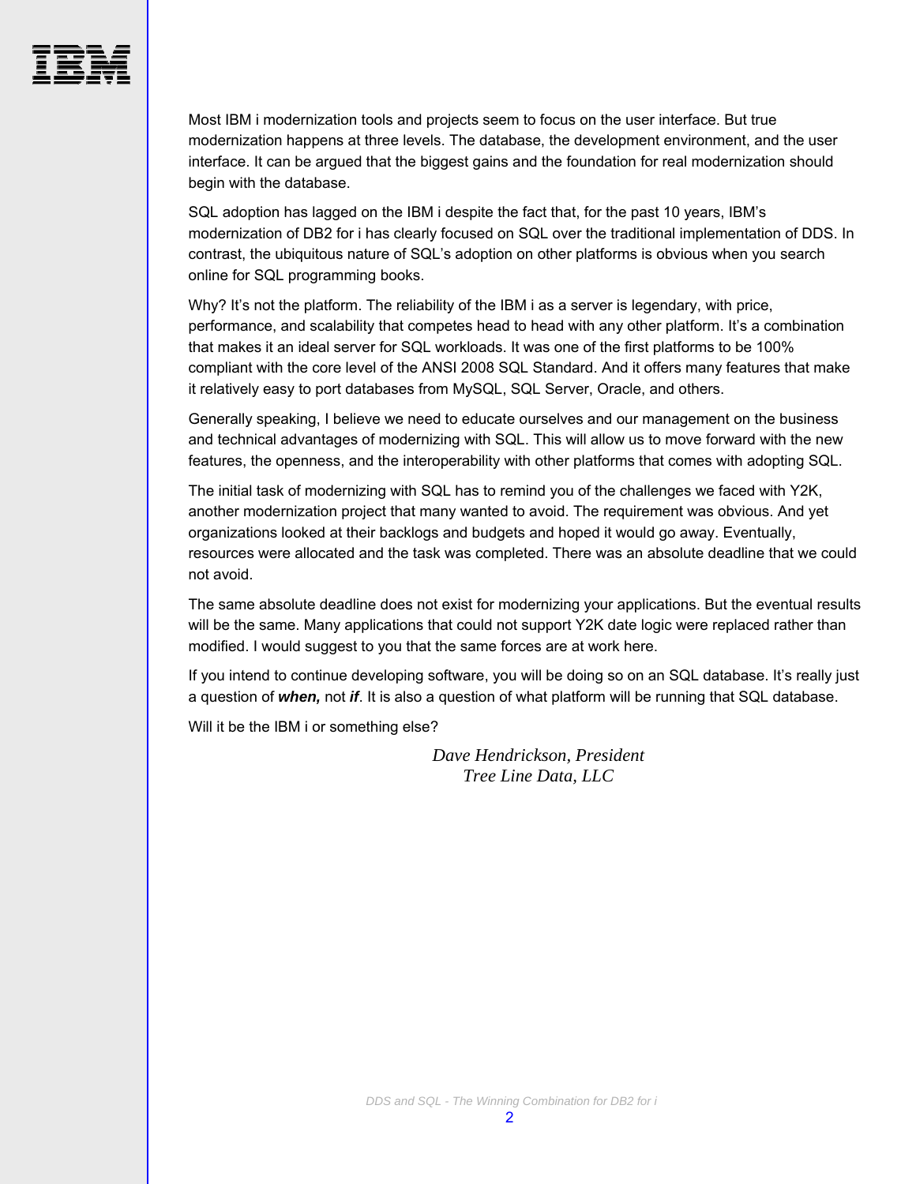Most IBM i modernization tools and projects seem to focus on the user interface. But true modernization happens at three levels. The database, the development environment, and the user interface. It can be argued that the biggest gains and the foundation for real modernization should begin with the database.

SQL adoption has lagged on the IBM i despite the fact that, for the past 10 years, IBM's modernization of DB2 for i has clearly focused on SQL over the traditional implementation of DDS. In contrast, the ubiquitous nature of SQL's adoption on other platforms is obvious when you search online for SQL programming books.

Why? It's not the platform. The reliability of the IBM i as a server is legendary, with price, performance, and scalability that competes head to head with any other platform. It's a combination that makes it an ideal server for SQL workloads. It was one of the first platforms to be 100% compliant with the core level of the ANSI 2008 SQL Standard. And it offers many features that make it relatively easy to port databases from MySQL, SQL Server, Oracle, and others.

Generally speaking, I believe we need to educate ourselves and our management on the business and technical advantages of modernizing with SQL. This will allow us to move forward with the new features, the openness, and the interoperability with other platforms that comes with adopting SQL.

The initial task of modernizing with SQL has to remind you of the challenges we faced with Y2K, another modernization project that many wanted to avoid. The requirement was obvious. And yet organizations looked at their backlogs and budgets and hoped it would go away. Eventually, resources were allocated and the task was completed. There was an absolute deadline that we could not avoid.

The same absolute deadline does not exist for modernizing your applications. But the eventual results will be the same. Many applications that could not support Y2K date logic were replaced rather than modified. I would suggest to you that the same forces are at work here.

If you intend to continue developing software, you will be doing so on an SQL database. It's really just a question of ***when,*** not ***if***. It is also a question of what platform will be running that SQL database.

Will it be the IBM i or something else?

*Dave Hendrickson, President*
*Tree Line Data, LLC*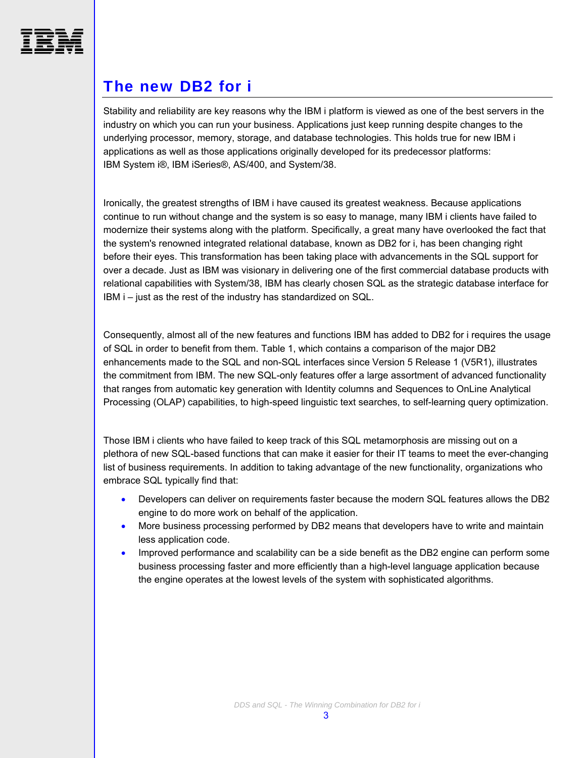## The new DB2 for i

Stability and reliability are key reasons why the IBM i platform is viewed as one of the best servers in the industry on which you can run your business. Applications just keep running despite changes to the underlying processor, memory, storage, and database technologies. This holds true for new IBM i applications as well as those applications originally developed for its predecessor platforms: IBM System i®, IBM iSeries®, AS/400, and System/38.

Ironically, the greatest strengths of IBM i have caused its greatest weakness. Because applications continue to run without change and the system is so easy to manage, many IBM i clients have failed to modernize their systems along with the platform. Specifically, a great many have overlooked the fact that the system's renowned integrated relational database, known as DB2 for i, has been changing right before their eyes. This transformation has been taking place with advancements in the SQL support for over a decade. Just as IBM was visionary in delivering one of the first commercial database products with relational capabilities with System/38, IBM has clearly chosen SQL as the strategic database interface for IBM i – just as the rest of the industry has standardized on SQL.

Consequently, almost all of the new features and functions IBM has added to DB2 for i requires the usage of SQL in order to benefit from them. Table 1, which contains a comparison of the major DB2 enhancements made to the SQL and non-SQL interfaces since Version 5 Release 1 (V5R1), illustrates the commitment from IBM. The new SQL-only features offer a large assortment of advanced functionality that ranges from automatic key generation with Identity columns and Sequences to OnLine Analytical Processing (OLAP) capabilities, to high-speed linguistic text searches, to self-learning query optimization.

Those IBM i clients who have failed to keep track of this SQL metamorphosis are missing out on a plethora of new SQL-based functions that can make it easier for their IT teams to meet the ever-changing list of business requirements. In addition to taking advantage of the new functionality, organizations who embrace SQL typically find that:

- Developers can deliver on requirements faster because the modern SQL features allows the DB2 engine to do more work on behalf of the application.
- More business processing performed by DB2 means that developers have to write and maintain less application code.
- Improved performance and scalability can be a side benefit as the DB2 engine can perform some business processing faster and more efficiently than a high-level language application because the engine operates at the lowest levels of the system with sophisticated algorithms.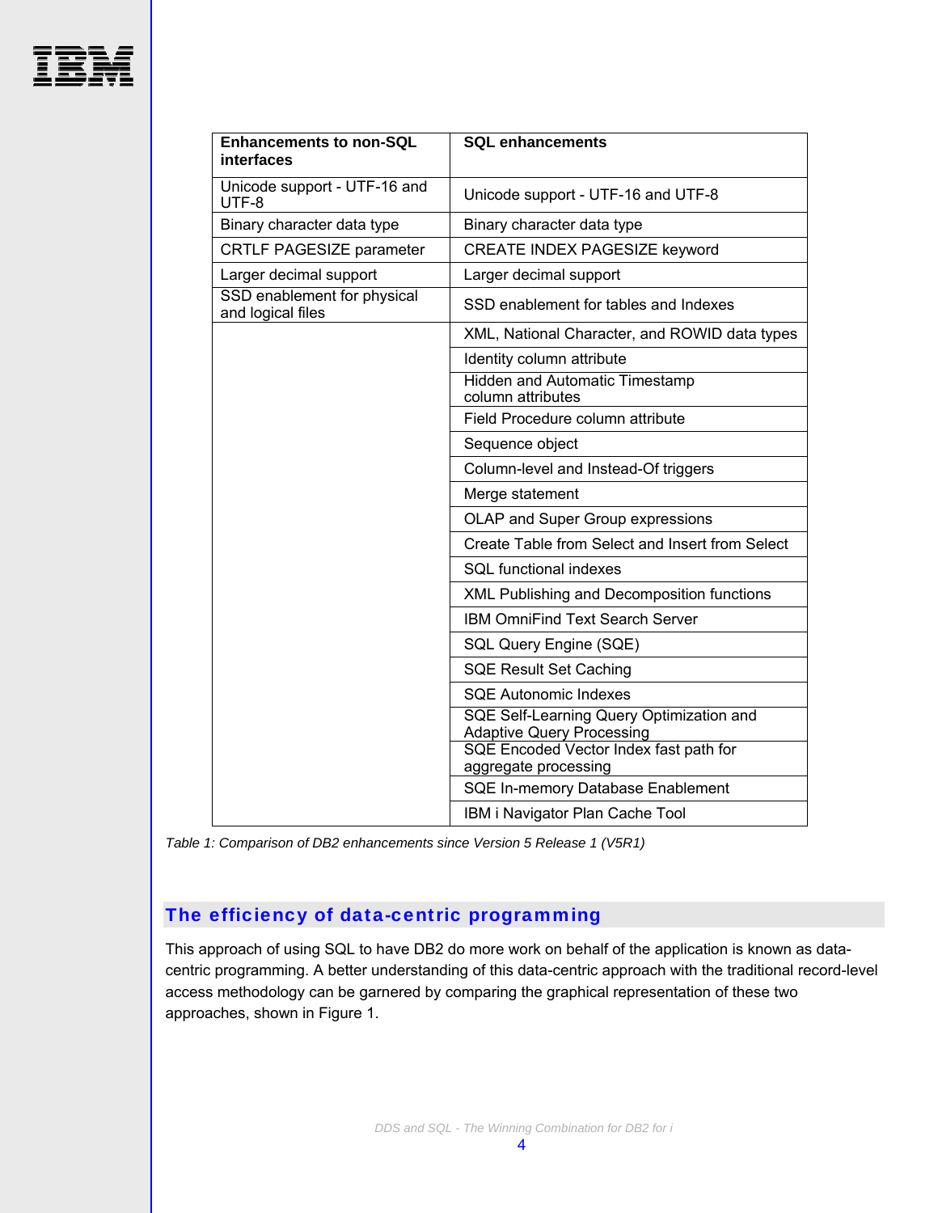| Enhancements to non-SQL interfaces | SQL enhancements |
|---|---|
| Unicode support - UTF-16 and UTF-8 | Unicode support - UTF-16 and UTF-8 |
| Binary character data type | Binary character data type |
| CRTLF PAGESIZE parameter | CREATE INDEX PAGESIZE keyword |
| Larger decimal support | Larger decimal support |
| SSD enablement for physical and logical files | SSD enablement for tables and Indexes |
| | XML, National Character, and ROWID data types |
| | Identity column attribute |
| | Hidden and Automatic Timestamp column attributes |
| | Field Procedure column attribute |
| | Sequence object |
| | Column-level and Instead-Of triggers |
| | Merge statement |
| | OLAP and Super Group expressions |
| | Create Table from Select and Insert from Select |
| | SQL functional indexes |
| | XML Publishing and Decomposition functions |
| | IBM OmniFind Text Search Server |
| | SQL Query Engine (SQE) |
| | SQE Result Set Caching |
| | SQE Autonomic Indexes |
| | SQE Self-Learning Query Optimization and Adaptive Query Processing |
| | SQE Encoded Vector Index fast path for aggregate processing |
| | SQE In-memory Database Enablement |
| | IBM i Navigator Plan Cache Tool |

*Table 1: Comparison of DB2 enhancements since Version 5 Release 1 (V5R1)*

## The efficiency of data-centric programming

This approach of using SQL to have DB2 do more work on behalf of the application is known as data-centric programming. A better understanding of this data-centric approach with the traditional record-level access methodology can be garnered by comparing the graphical representation of these two approaches, shown in Figure 1.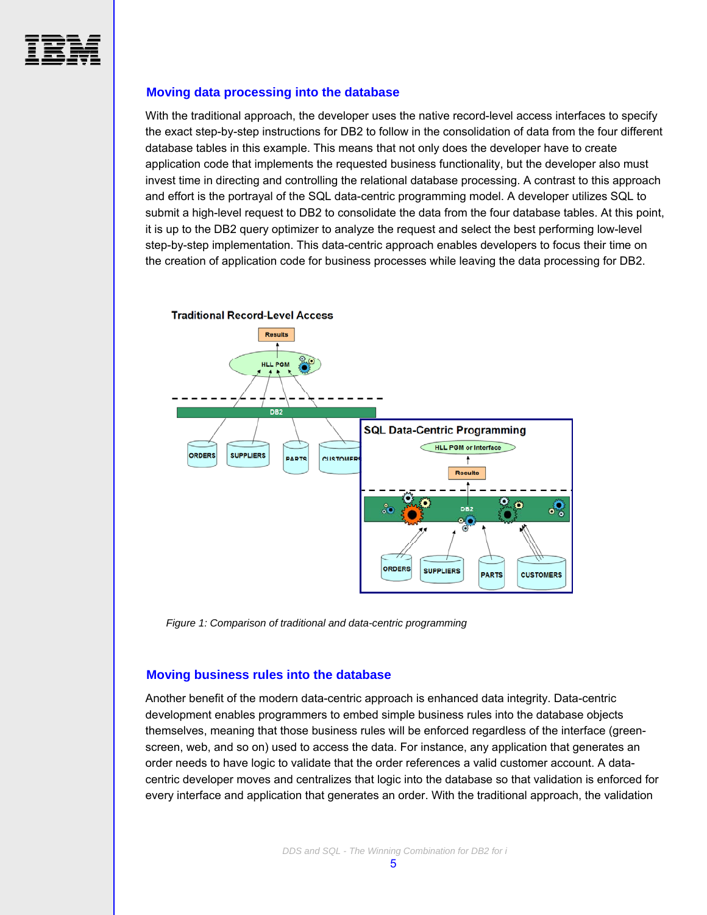## Moving data processing into the database

With the traditional approach, the developer uses the native record-level access interfaces to specify the exact step-by-step instructions for DB2 to follow in the consolidation of data from the four different database tables in this example. This means that not only does the developer have to create application code that implements the requested business functionality, but the developer also must invest time in directing and controlling the relational database processing. A contrast to this approach and effort is the portrayal of the SQL data-centric programming model. A developer utilizes SQL to submit a high-level request to DB2 to consolidate the data from the four database tables. At this point, it is up to the DB2 query optimizer to analyze the request and select the best performing low-level step-by-step implementation. This data-centric approach enables developers to focus their time on the creation of application code for business processes while leaving the data processing for DB2.

*Figure 1: Comparison of traditional and data-centric programming*

## Moving business rules into the database

Another benefit of the modern data-centric approach is enhanced data integrity. Data-centric development enables programmers to embed simple business rules into the database objects themselves, meaning that those business rules will be enforced regardless of the interface (green-screen, web, and so on) used to access the data. For instance, any application that generates an order needs to have logic to validate that the order references a valid customer account. A data-centric developer moves and centralizes that logic into the database so that validation is enforced for every interface and application that generates an order. With the traditional approach, the validation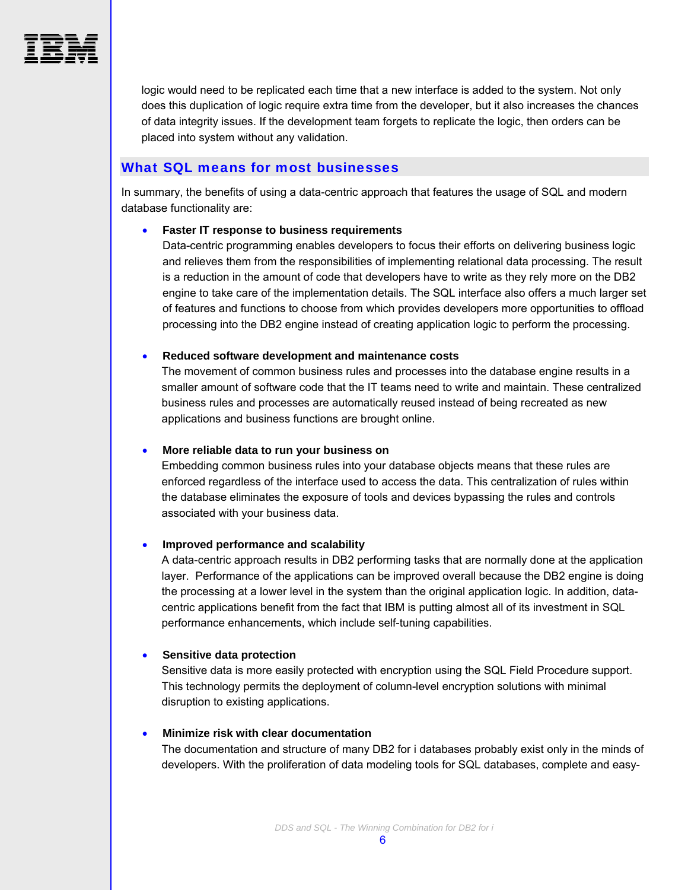logic would need to be replicated each time that a new interface is added to the system. Not only does this duplication of logic require extra time from the developer, but it also increases the chances of data integrity issues. If the development team forgets to replicate the logic, then orders can be placed into system without any validation.

## What SQL means for most businesses

In summary, the benefits of using a data-centric approach that features the usage of SQL and modern database functionality are:

- **Faster IT response to business requirements**
  Data-centric programming enables developers to focus their efforts on delivering business logic and relieves them from the responsibilities of implementing relational data processing. The result is a reduction in the amount of code that developers have to write as they rely more on the DB2 engine to take care of the implementation details. The SQL interface also offers a much larger set of features and functions to choose from which provides developers more opportunities to offload processing into the DB2 engine instead of creating application logic to perform the processing.

- **Reduced software development and maintenance costs**
  The movement of common business rules and processes into the database engine results in a smaller amount of software code that the IT teams need to write and maintain. These centralized business rules and processes are automatically reused instead of being recreated as new applications and business functions are brought online.

- **More reliable data to run your business on**
  Embedding common business rules into your database objects means that these rules are enforced regardless of the interface used to access the data. This centralization of rules within the database eliminates the exposure of tools and devices bypassing the rules and controls associated with your business data.

- **Improved performance and scalability**
  A data-centric approach results in DB2 performing tasks that are normally done at the application layer. Performance of the applications can be improved overall because the DB2 engine is doing the processing at a lower level in the system than the original application logic. In addition, data-centric applications benefit from the fact that IBM is putting almost all of its investment in SQL performance enhancements, which include self-tuning capabilities.

- **Sensitive data protection**
  Sensitive data is more easily protected with encryption using the SQL Field Procedure support. This technology permits the deployment of column-level encryption solutions with minimal disruption to existing applications.

- **Minimize risk with clear documentation**
  The documentation and structure of many DB2 for i databases probably exist only in the minds of developers. With the proliferation of data modeling tools for SQL databases, complete and easy-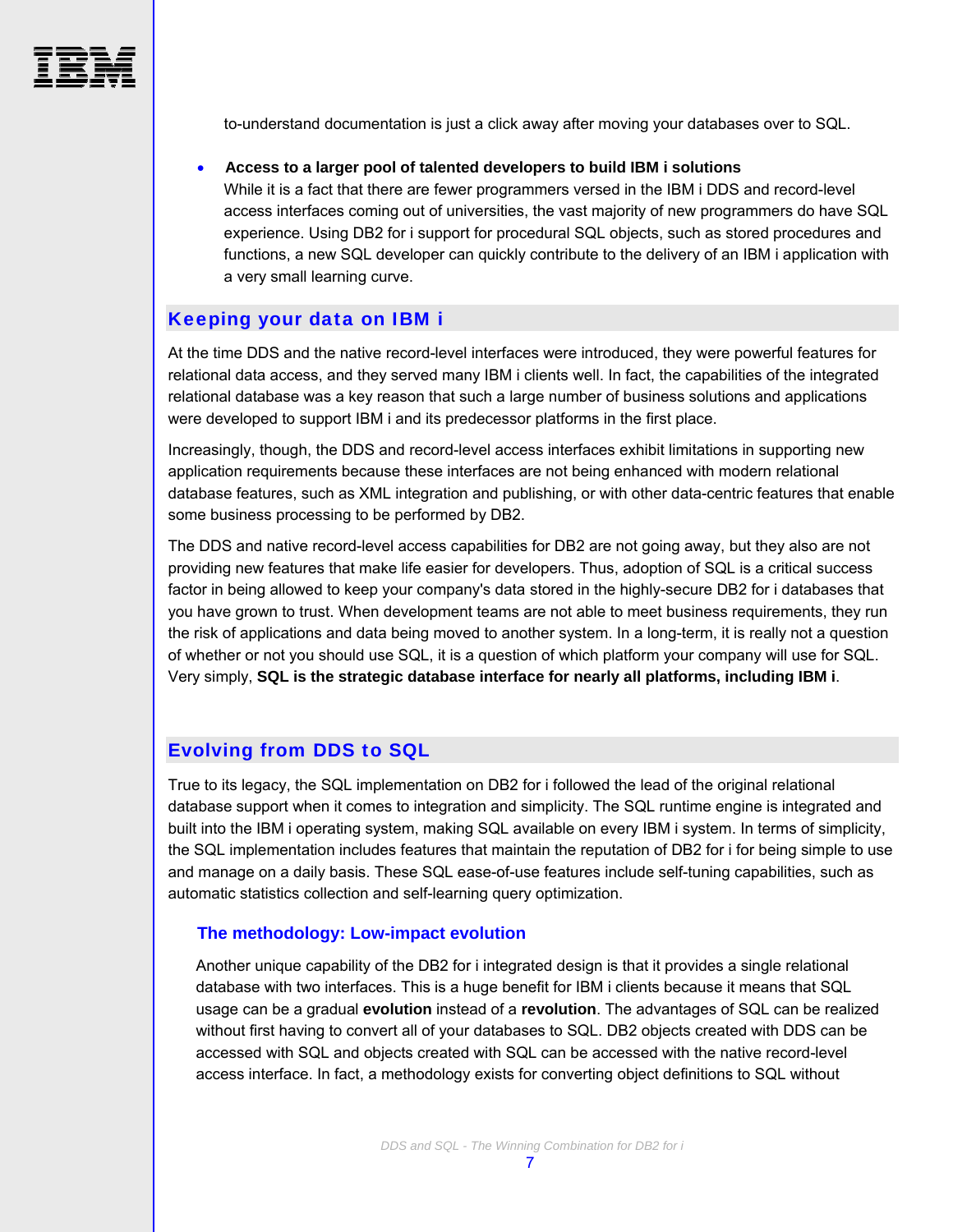to-understand documentation is just a click away after moving your databases over to SQL.

- **Access to a larger pool of talented developers to build IBM i solutions**
  While it is a fact that there are fewer programmers versed in the IBM i DDS and record-level access interfaces coming out of universities, the vast majority of new programmers do have SQL experience. Using DB2 for i support for procedural SQL objects, such as stored procedures and functions, a new SQL developer can quickly contribute to the delivery of an IBM i application with a very small learning curve.

## Keeping your data on IBM i

At the time DDS and the native record-level interfaces were introduced, they were powerful features for relational data access, and they served many IBM i clients well. In fact, the capabilities of the integrated relational database was a key reason that such a large number of business solutions and applications were developed to support IBM i and its predecessor platforms in the first place.

Increasingly, though, the DDS and record-level access interfaces exhibit limitations in supporting new application requirements because these interfaces are not being enhanced with modern relational database features, such as XML integration and publishing, or with other data-centric features that enable some business processing to be performed by DB2.

The DDS and native record-level access capabilities for DB2 are not going away, but they also are not providing new features that make life easier for developers. Thus, adoption of SQL is a critical success factor in being allowed to keep your company's data stored in the highly-secure DB2 for i databases that you have grown to trust. When development teams are not able to meet business requirements, they run the risk of applications and data being moved to another system. In a long-term, it is really not a question of whether or not you should use SQL, it is a question of which platform your company will use for SQL. Very simply, **SQL is the strategic database interface for nearly all platforms, including IBM i**.

## Evolving from DDS to SQL

True to its legacy, the SQL implementation on DB2 for i followed the lead of the original relational database support when it comes to integration and simplicity. The SQL runtime engine is integrated and built into the IBM i operating system, making SQL available on every IBM i system. In terms of simplicity, the SQL implementation includes features that maintain the reputation of DB2 for i for being simple to use and manage on a daily basis. These SQL ease-of-use features include self-tuning capabilities, such as automatic statistics collection and self-learning query optimization.

### The methodology: Low-impact evolution

Another unique capability of the DB2 for i integrated design is that it provides a single relational database with two interfaces. This is a huge benefit for IBM i clients because it means that SQL usage can be a gradual **evolution** instead of a **revolution**. The advantages of SQL can be realized without first having to convert all of your databases to SQL. DB2 objects created with DDS can be accessed with SQL and objects created with SQL can be accessed with the native record-level access interface. In fact, a methodology exists for converting object definitions to SQL without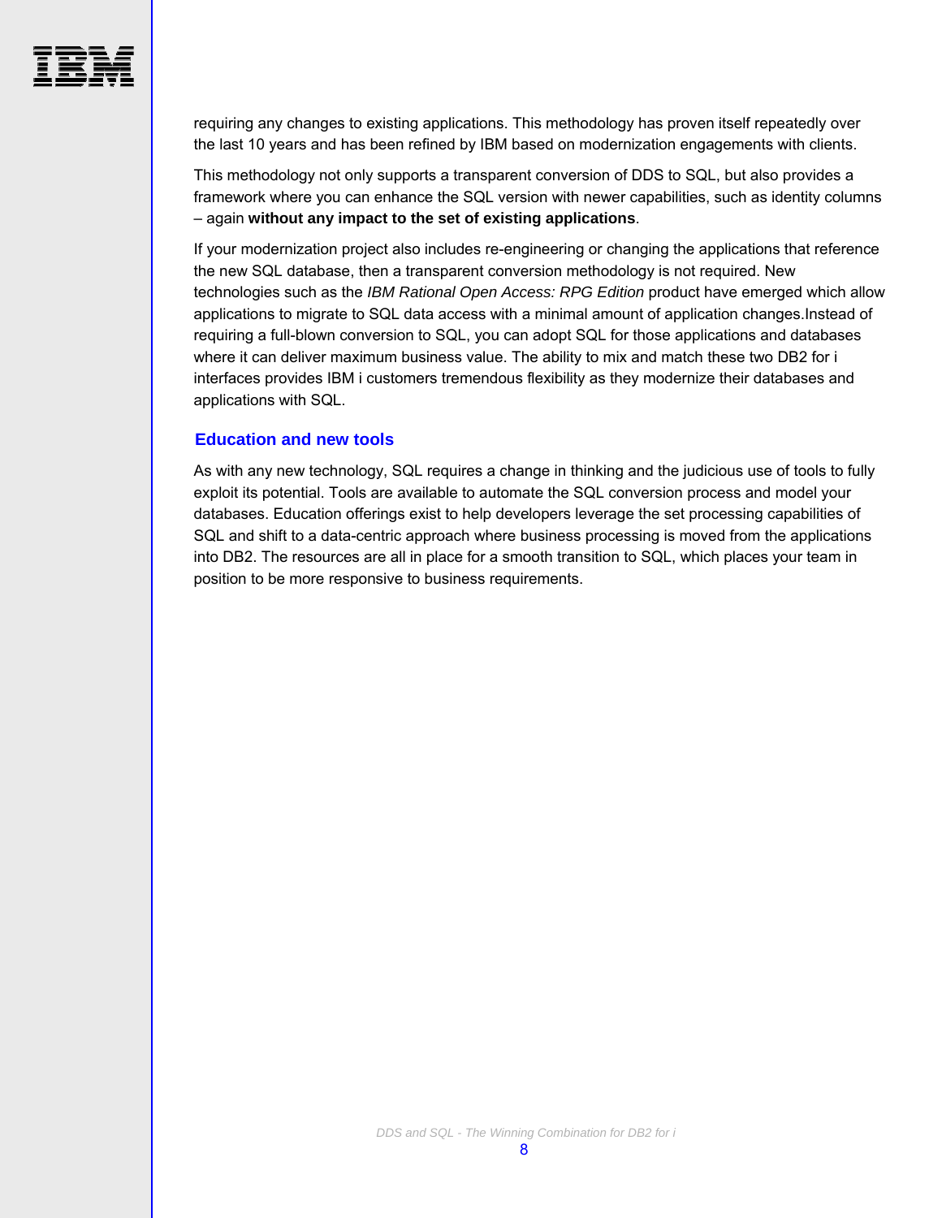requiring any changes to existing applications. This methodology has proven itself repeatedly over the last 10 years and has been refined by IBM based on modernization engagements with clients.

This methodology not only supports a transparent conversion of DDS to SQL, but also provides a framework where you can enhance the SQL version with newer capabilities, such as identity columns – again **without any impact to the set of existing applications**.

If your modernization project also includes re-engineering or changing the applications that reference the new SQL database, then a transparent conversion methodology is not required. New technologies such as the *IBM Rational Open Access: RPG Edition* product have emerged which allow applications to migrate to SQL data access with a minimal amount of application changes.Instead of requiring a full-blown conversion to SQL, you can adopt SQL for those applications and databases where it can deliver maximum business value. The ability to mix and match these two DB2 for i interfaces provides IBM i customers tremendous flexibility as they modernize their databases and applications with SQL.

## Education and new tools

As with any new technology, SQL requires a change in thinking and the judicious use of tools to fully exploit its potential. Tools are available to automate the SQL conversion process and model your databases. Education offerings exist to help developers leverage the set processing capabilities of SQL and shift to a data-centric approach where business processing is moved from the applications into DB2. The resources are all in place for a smooth transition to SQL, which places your team in position to be more responsive to business requirements.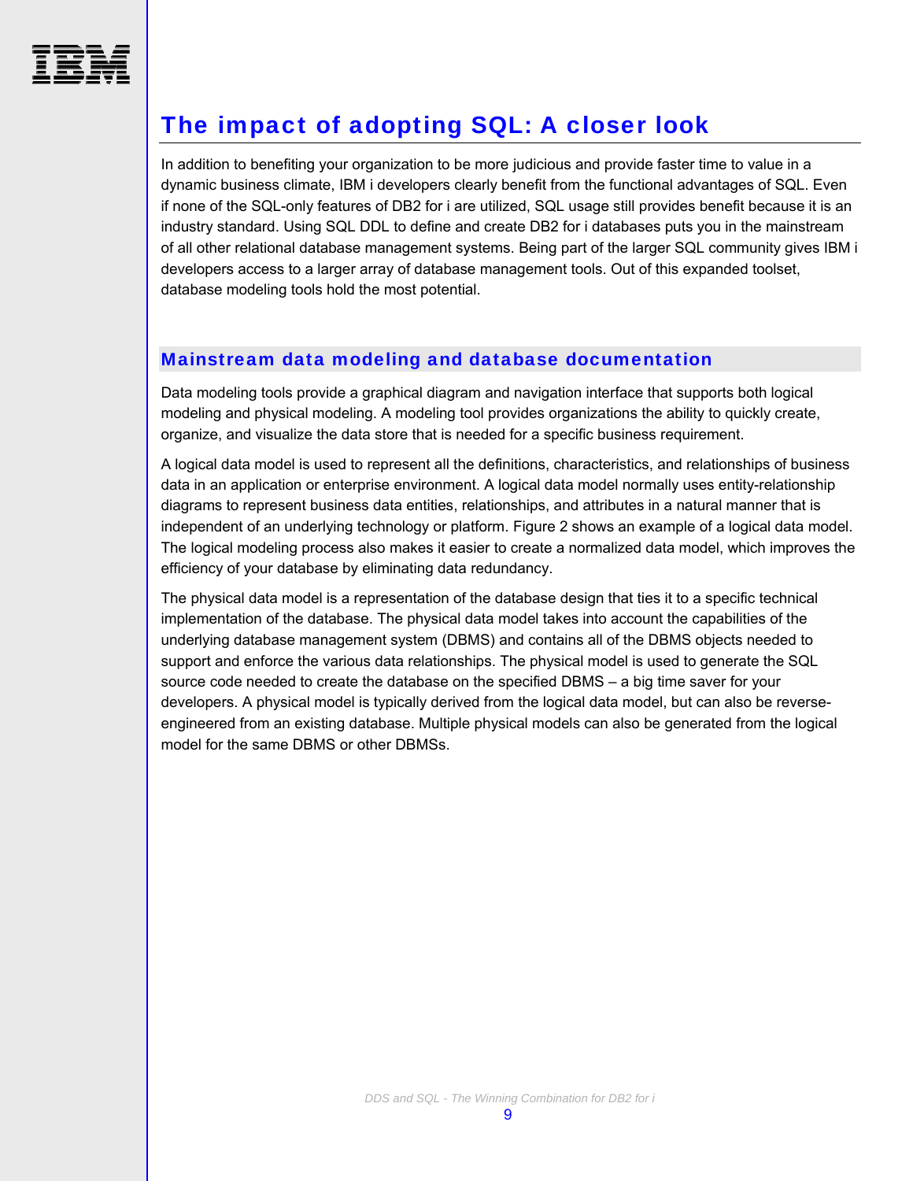# The impact of adopting SQL: A closer look

In addition to benefiting your organization to be more judicious and provide faster time to value in a dynamic business climate, IBM i developers clearly benefit from the functional advantages of SQL. Even if none of the SQL-only features of DB2 for i are utilized, SQL usage still provides benefit because it is an industry standard. Using SQL DDL to define and create DB2 for i databases puts you in the mainstream of all other relational database management systems. Being part of the larger SQL community gives IBM i developers access to a larger array of database management tools. Out of this expanded toolset, database modeling tools hold the most potential.

## Mainstream data modeling and database documentation

Data modeling tools provide a graphical diagram and navigation interface that supports both logical modeling and physical modeling. A modeling tool provides organizations the ability to quickly create, organize, and visualize the data store that is needed for a specific business requirement.

A logical data model is used to represent all the definitions, characteristics, and relationships of business data in an application or enterprise environment. A logical data model normally uses entity-relationship diagrams to represent business data entities, relationships, and attributes in a natural manner that is independent of an underlying technology or platform. Figure 2 shows an example of a logical data model. The logical modeling process also makes it easier to create a normalized data model, which improves the efficiency of your database by eliminating data redundancy.

The physical data model is a representation of the database design that ties it to a specific technical implementation of the database. The physical data model takes into account the capabilities of the underlying database management system (DBMS) and contains all of the DBMS objects needed to support and enforce the various data relationships. The physical model is used to generate the SQL source code needed to create the database on the specified DBMS – a big time saver for your developers. A physical model is typically derived from the logical data model, but can also be reverse-engineered from an existing database. Multiple physical models can also be generated from the logical model for the same DBMS or other DBMSs.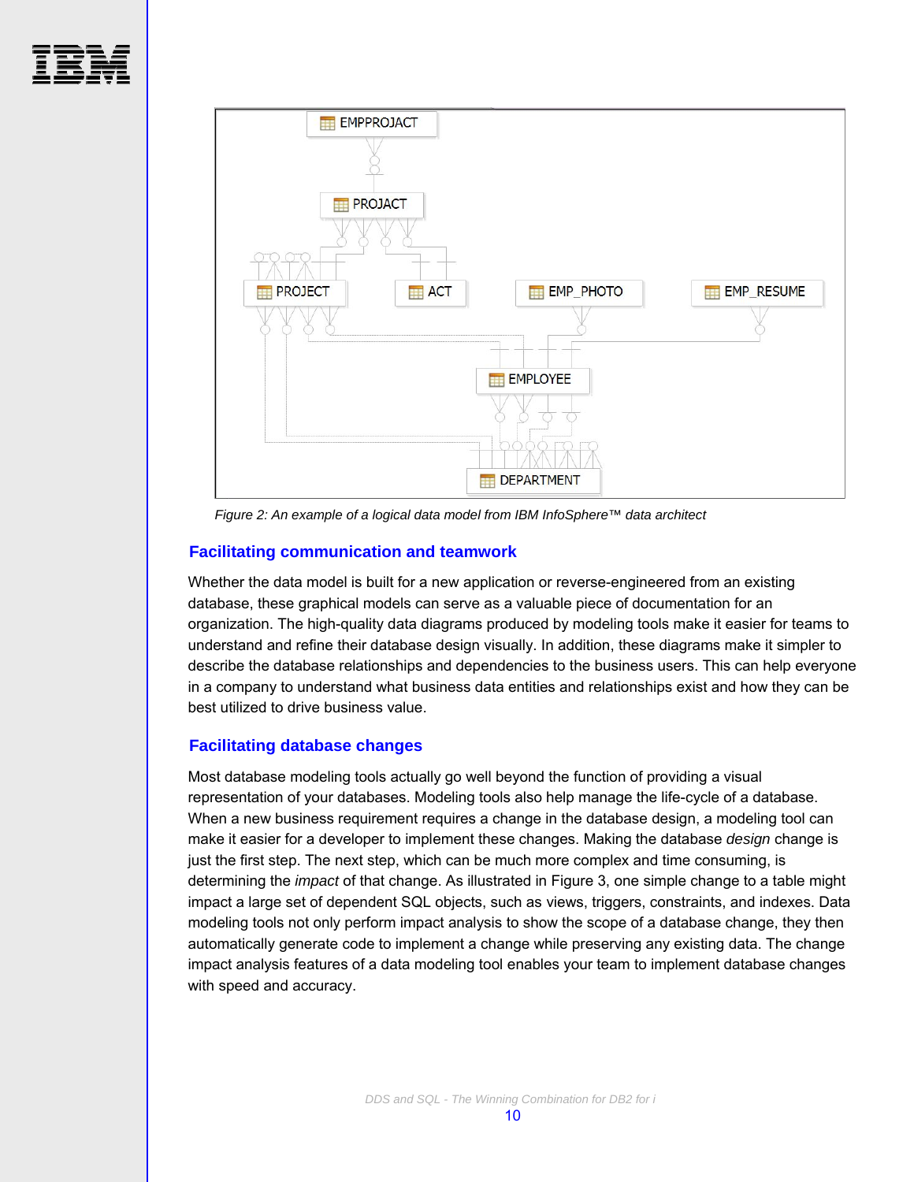Figure 2: An example of a logical data model from IBM InfoSphere™ data architect

## Facilitating communication and teamwork

Whether the data model is built for a new application or reverse-engineered from an existing database, these graphical models can serve as a valuable piece of documentation for an organization. The high-quality data diagrams produced by modeling tools make it easier for teams to understand and refine their database design visually. In addition, these diagrams make it simpler to describe the database relationships and dependencies to the business users. This can help everyone in a company to understand what business data entities and relationships exist and how they can be best utilized to drive business value.

## Facilitating database changes

Most database modeling tools actually go well beyond the function of providing a visual representation of your databases. Modeling tools also help manage the life-cycle of a database. When a new business requirement requires a change in the database design, a modeling tool can make it easier for a developer to implement these changes. Making the database *design* change is just the first step. The next step, which can be much more complex and time consuming, is determining the *impact* of that change. As illustrated in Figure 3, one simple change to a table might impact a large set of dependent SQL objects, such as views, triggers, constraints, and indexes. Data modeling tools not only perform impact analysis to show the scope of a database change, they then automatically generate code to implement a change while preserving any existing data. The change impact analysis features of a data modeling tool enables your team to implement database changes with speed and accuracy.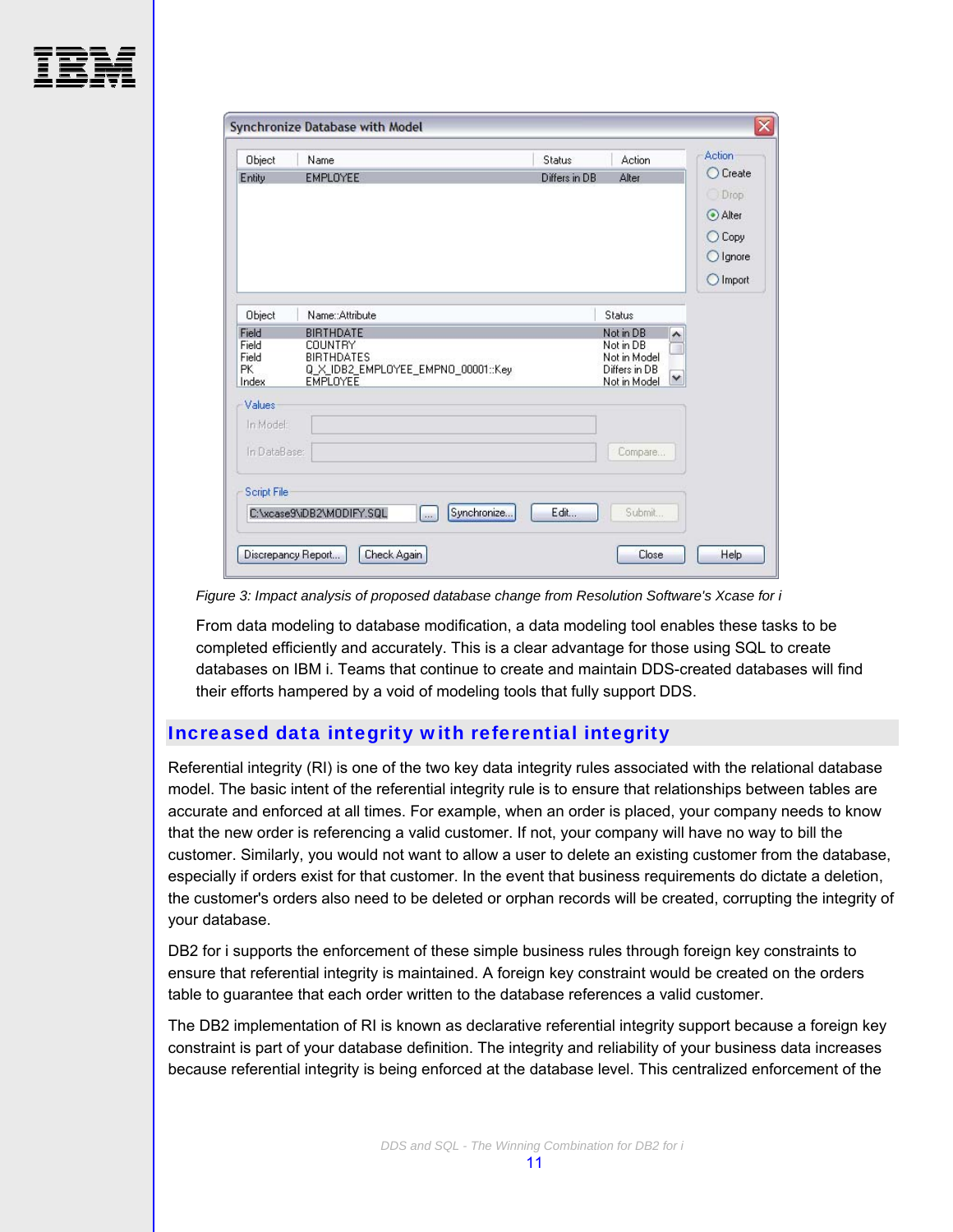*Figure 3: Impact analysis of proposed database change from Resolution Software's Xcase for i*

From data modeling to database modification, a data modeling tool enables these tasks to be completed efficiently and accurately. This is a clear advantage for those using SQL to create databases on IBM i. Teams that continue to create and maintain DDS-created databases will find their efforts hampered by a void of modeling tools that fully support DDS.

## Increased data integrity with referential integrity

Referential integrity (RI) is one of the two key data integrity rules associated with the relational database model. The basic intent of the referential integrity rule is to ensure that relationships between tables are accurate and enforced at all times. For example, when an order is placed, your company needs to know that the new order is referencing a valid customer. If not, your company will have no way to bill the customer. Similarly, you would not want to allow a user to delete an existing customer from the database, especially if orders exist for that customer. In the event that business requirements do dictate a deletion, the customer's orders also need to be deleted or orphan records will be created, corrupting the integrity of your database.

DB2 for i supports the enforcement of these simple business rules through foreign key constraints to ensure that referential integrity is maintained. A foreign key constraint would be created on the orders table to guarantee that each order written to the database references a valid customer.

The DB2 implementation of RI is known as declarative referential integrity support because a foreign key constraint is part of your database definition. The integrity and reliability of your business data increases because referential integrity is being enforced at the database level. This centralized enforcement of the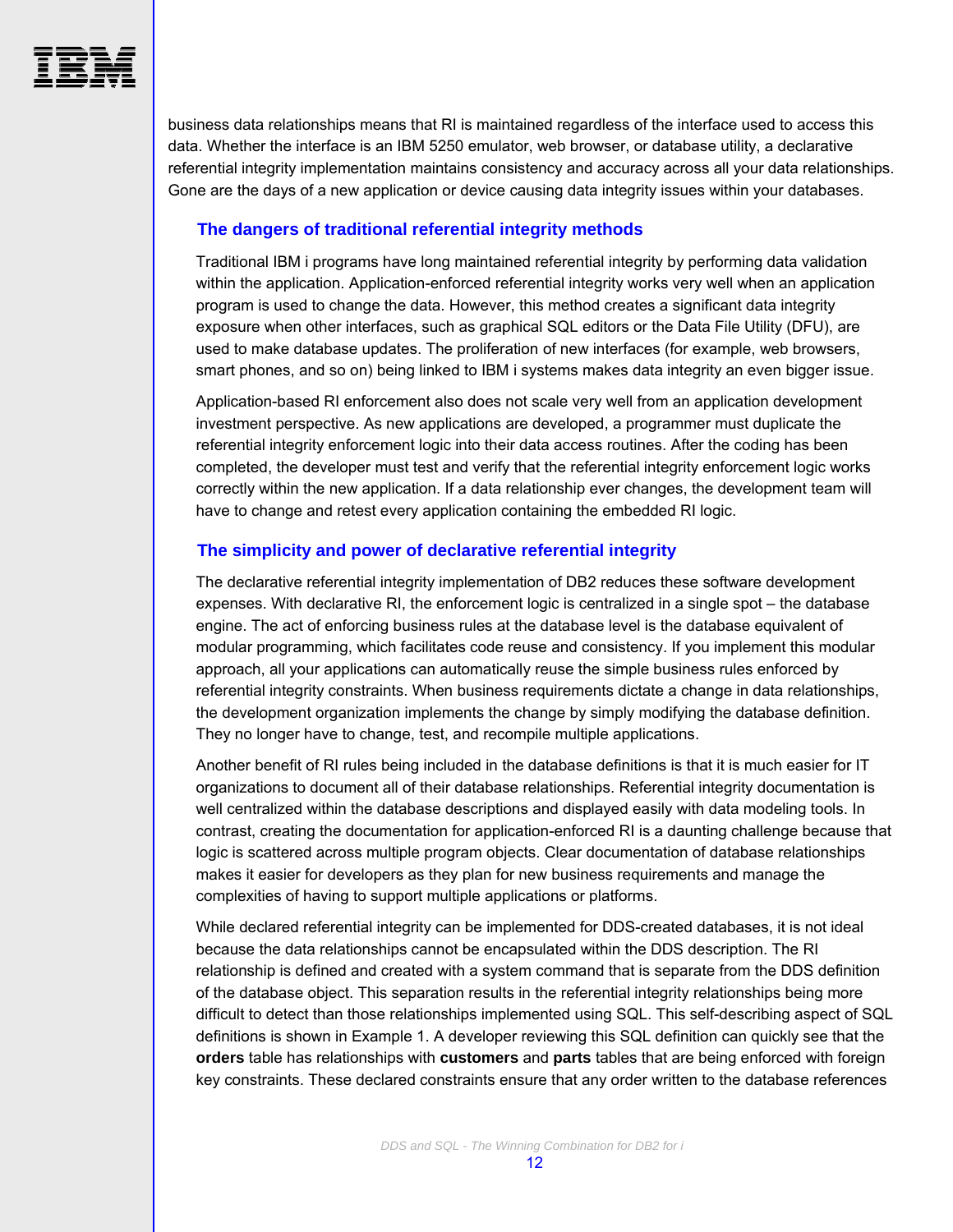business data relationships means that RI is maintained regardless of the interface used to access this data. Whether the interface is an IBM 5250 emulator, web browser, or database utility, a declarative referential integrity implementation maintains consistency and accuracy across all your data relationships. Gone are the days of a new application or device causing data integrity issues within your databases.

### The dangers of traditional referential integrity methods

Traditional IBM i programs have long maintained referential integrity by performing data validation within the application. Application-enforced referential integrity works very well when an application program is used to change the data. However, this method creates a significant data integrity exposure when other interfaces, such as graphical SQL editors or the Data File Utility (DFU), are used to make database updates. The proliferation of new interfaces (for example, web browsers, smart phones, and so on) being linked to IBM i systems makes data integrity an even bigger issue.

Application-based RI enforcement also does not scale very well from an application development investment perspective. As new applications are developed, a programmer must duplicate the referential integrity enforcement logic into their data access routines. After the coding has been completed, the developer must test and verify that the referential integrity enforcement logic works correctly within the new application. If a data relationship ever changes, the development team will have to change and retest every application containing the embedded RI logic.

### The simplicity and power of declarative referential integrity

The declarative referential integrity implementation of DB2 reduces these software development expenses. With declarative RI, the enforcement logic is centralized in a single spot – the database engine. The act of enforcing business rules at the database level is the database equivalent of modular programming, which facilitates code reuse and consistency. If you implement this modular approach, all your applications can automatically reuse the simple business rules enforced by referential integrity constraints. When business requirements dictate a change in data relationships, the development organization implements the change by simply modifying the database definition. They no longer have to change, test, and recompile multiple applications.

Another benefit of RI rules being included in the database definitions is that it is much easier for IT organizations to document all of their database relationships. Referential integrity documentation is well centralized within the database descriptions and displayed easily with data modeling tools. In contrast, creating the documentation for application-enforced RI is a daunting challenge because that logic is scattered across multiple program objects. Clear documentation of database relationships makes it easier for developers as they plan for new business requirements and manage the complexities of having to support multiple applications or platforms.

While declared referential integrity can be implemented for DDS-created databases, it is not ideal because the data relationships cannot be encapsulated within the DDS description. The RI relationship is defined and created with a system command that is separate from the DDS definition of the database object. This separation results in the referential integrity relationships being more difficult to detect than those relationships implemented using SQL. This self-describing aspect of SQL definitions is shown in Example 1. A developer reviewing this SQL definition can quickly see that the **orders** table has relationships with **customers** and **parts** tables that are being enforced with foreign key constraints. These declared constraints ensure that any order written to the database references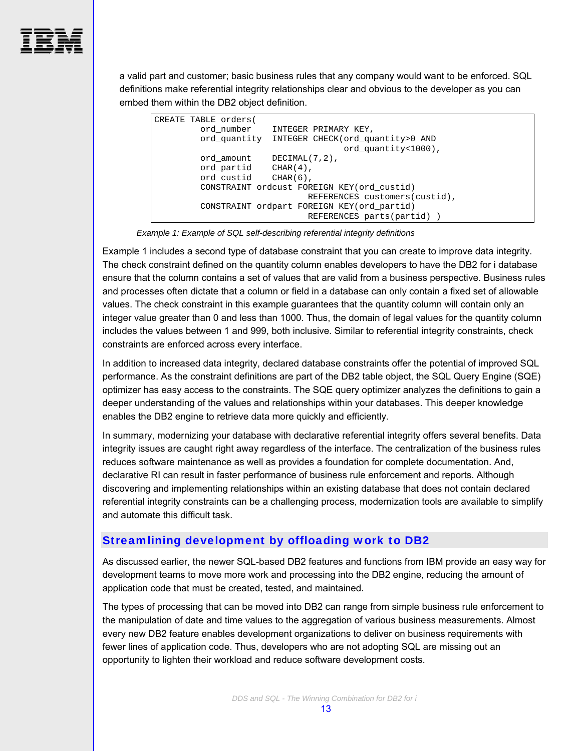a valid part and customer; basic business rules that any company would want to be enforced. SQL definitions make referential integrity relationships clear and obvious to the developer as you can embed them within the DB2 object definition.

```
CREATE TABLE orders(
         ord_number    INTEGER PRIMARY KEY,
         ord_quantity  INTEGER CHECK(ord_quantity>0 AND
                              ord_quantity<1000),
         ord_amount    DECIMAL(7,2),
         ord_partid    CHAR(4),
         ord_custid    CHAR(6),
         CONSTRAINT ordcust FOREIGN KEY(ord_custid)
                       REFERENCES customers(custid),
         CONSTRAINT ordpart FOREIGN KEY(ord_partid)
                       REFERENCES parts(partid) )
```

*Example 1: Example of SQL self-describing referential integrity definitions*

Example 1 includes a second type of database constraint that you can create to improve data integrity. The check constraint defined on the quantity column enables developers to have the DB2 for i database ensure that the column contains a set of values that are valid from a business perspective. Business rules and processes often dictate that a column or field in a database can only contain a fixed set of allowable values. The check constraint in this example guarantees that the quantity column will contain only an integer value greater than 0 and less than 1000. Thus, the domain of legal values for the quantity column includes the values between 1 and 999, both inclusive. Similar to referential integrity constraints, check constraints are enforced across every interface.

In addition to increased data integrity, declared database constraints offer the potential of improved SQL performance. As the constraint definitions are part of the DB2 table object, the SQL Query Engine (SQE) optimizer has easy access to the constraints. The SQE query optimizer analyzes the definitions to gain a deeper understanding of the values and relationships within your databases. This deeper knowledge enables the DB2 engine to retrieve data more quickly and efficiently.

In summary, modernizing your database with declarative referential integrity offers several benefits. Data integrity issues are caught right away regardless of the interface. The centralization of the business rules reduces software maintenance as well as provides a foundation for complete documentation. And, declarative RI can result in faster performance of business rule enforcement and reports. Although discovering and implementing relationships within an existing database that does not contain declared referential integrity constraints can be a challenging process, modernization tools are available to simplify and automate this difficult task.

## Streamlining development by offloading work to DB2

As discussed earlier, the newer SQL-based DB2 features and functions from IBM provide an easy way for development teams to move more work and processing into the DB2 engine, reducing the amount of application code that must be created, tested, and maintained.

The types of processing that can be moved into DB2 can range from simple business rule enforcement to the manipulation of date and time values to the aggregation of various business measurements. Almost every new DB2 feature enables development organizations to deliver on business requirements with fewer lines of application code. Thus, developers who are not adopting SQL are missing out an opportunity to lighten their workload and reduce software development costs.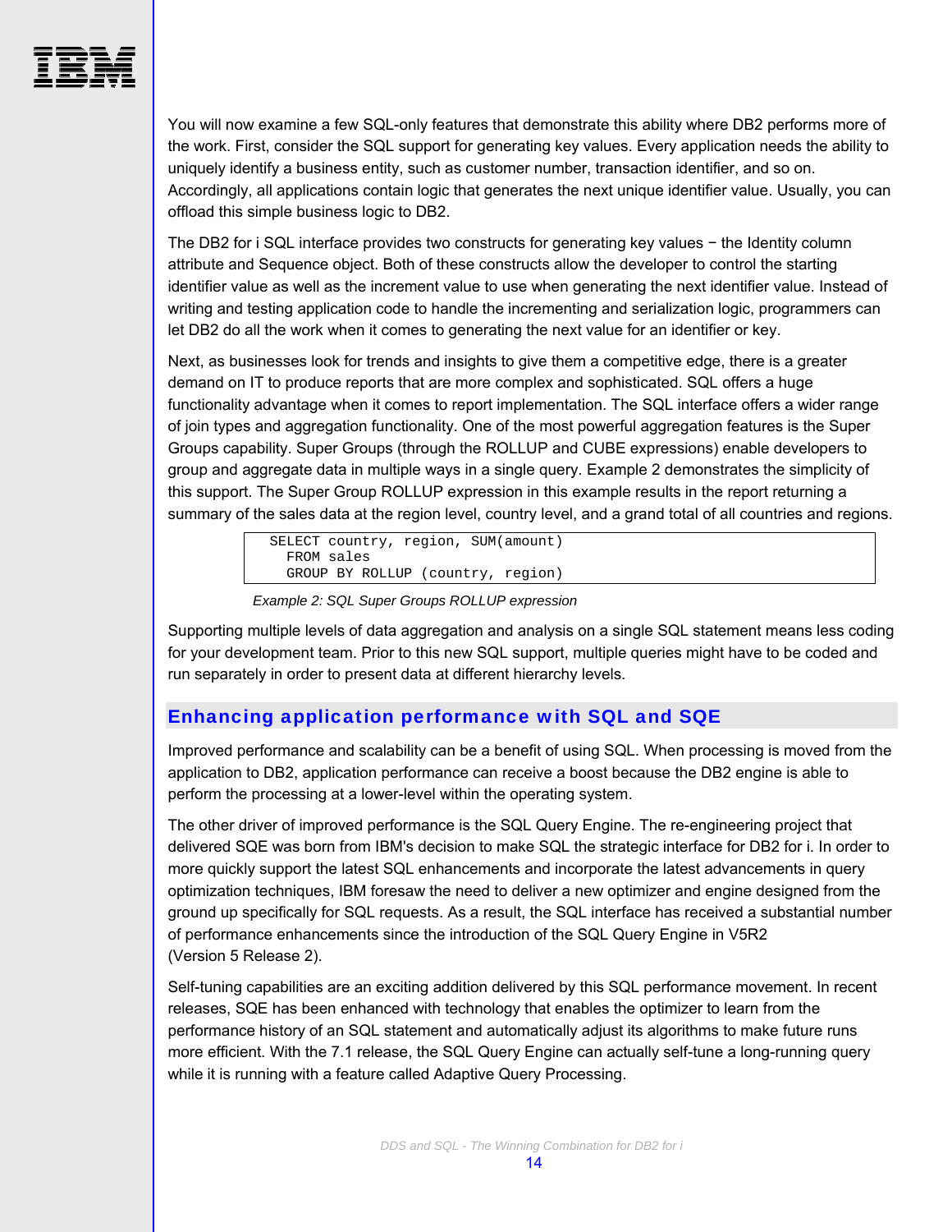You will now examine a few SQL-only features that demonstrate this ability where DB2 performs more of the work. First, consider the SQL support for generating key values. Every application needs the ability to uniquely identify a business entity, such as customer number, transaction identifier, and so on. Accordingly, all applications contain logic that generates the next unique identifier value. Usually, you can offload this simple business logic to DB2.

The DB2 for i SQL interface provides two constructs for generating key values − the Identity column attribute and Sequence object. Both of these constructs allow the developer to control the starting identifier value as well as the increment value to use when generating the next identifier value. Instead of writing and testing application code to handle the incrementing and serialization logic, programmers can let DB2 do all the work when it comes to generating the next value for an identifier or key.

Next, as businesses look for trends and insights to give them a competitive edge, there is a greater demand on IT to produce reports that are more complex and sophisticated. SQL offers a huge functionality advantage when it comes to report implementation. The SQL interface offers a wider range of join types and aggregation functionality. One of the most powerful aggregation features is the Super Groups capability. Super Groups (through the ROLLUP and CUBE expressions) enable developers to group and aggregate data in multiple ways in a single query. Example 2 demonstrates the simplicity of this support. The Super Group ROLLUP expression in this example results in the report returning a summary of the sales data at the region level, country level, and a grand total of all countries and regions.

```
SELECT country, region, SUM(amount)
  FROM sales
  GROUP BY ROLLUP (country, region)
```

*Example 2: SQL Super Groups ROLLUP expression*

Supporting multiple levels of data aggregation and analysis on a single SQL statement means less coding for your development team. Prior to this new SQL support, multiple queries might have to be coded and run separately in order to present data at different hierarchy levels.

## Enhancing application performance with SQL and SQE

Improved performance and scalability can be a benefit of using SQL. When processing is moved from the application to DB2, application performance can receive a boost because the DB2 engine is able to perform the processing at a lower-level within the operating system.

The other driver of improved performance is the SQL Query Engine. The re-engineering project that delivered SQE was born from IBM's decision to make SQL the strategic interface for DB2 for i. In order to more quickly support the latest SQL enhancements and incorporate the latest advancements in query optimization techniques, IBM foresaw the need to deliver a new optimizer and engine designed from the ground up specifically for SQL requests. As a result, the SQL interface has received a substantial number of performance enhancements since the introduction of the SQL Query Engine in V5R2 (Version 5 Release 2).

Self-tuning capabilities are an exciting addition delivered by this SQL performance movement. In recent releases, SQE has been enhanced with technology that enables the optimizer to learn from the performance history of an SQL statement and automatically adjust its algorithms to make future runs more efficient. With the 7.1 release, the SQL Query Engine can actually self-tune a long-running query while it is running with a feature called Adaptive Query Processing.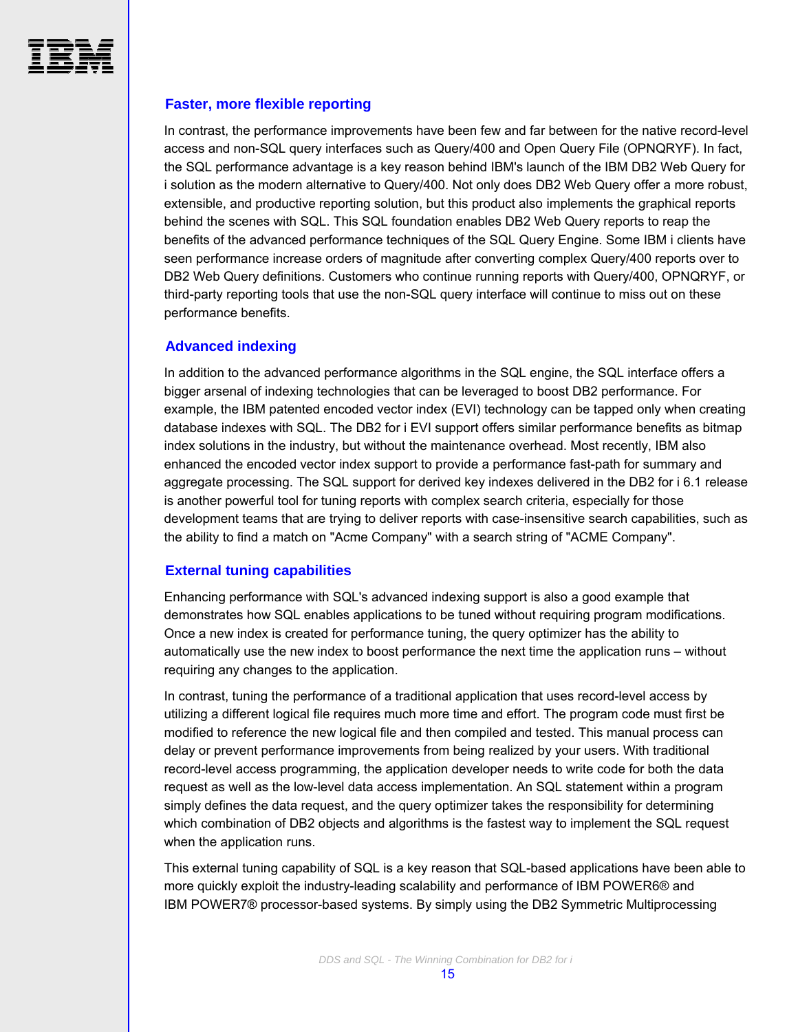## Faster, more flexible reporting

In contrast, the performance improvements have been few and far between for the native record-level access and non-SQL query interfaces such as Query/400 and Open Query File (OPNQRYF). In fact, the SQL performance advantage is a key reason behind IBM's launch of the IBM DB2 Web Query for i solution as the modern alternative to Query/400. Not only does DB2 Web Query offer a more robust, extensible, and productive reporting solution, but this product also implements the graphical reports behind the scenes with SQL. This SQL foundation enables DB2 Web Query reports to reap the benefits of the advanced performance techniques of the SQL Query Engine. Some IBM i clients have seen performance increase orders of magnitude after converting complex Query/400 reports over to DB2 Web Query definitions. Customers who continue running reports with Query/400, OPNQRYF, or third-party reporting tools that use the non-SQL query interface will continue to miss out on these performance benefits.

## Advanced indexing

In addition to the advanced performance algorithms in the SQL engine, the SQL interface offers a bigger arsenal of indexing technologies that can be leveraged to boost DB2 performance. For example, the IBM patented encoded vector index (EVI) technology can be tapped only when creating database indexes with SQL. The DB2 for i EVI support offers similar performance benefits as bitmap index solutions in the industry, but without the maintenance overhead. Most recently, IBM also enhanced the encoded vector index support to provide a performance fast-path for summary and aggregate processing. The SQL support for derived key indexes delivered in the DB2 for i 6.1 release is another powerful tool for tuning reports with complex search criteria, especially for those development teams that are trying to deliver reports with case-insensitive search capabilities, such as the ability to find a match on "Acme Company" with a search string of "ACME Company".

## External tuning capabilities

Enhancing performance with SQL's advanced indexing support is also a good example that demonstrates how SQL enables applications to be tuned without requiring program modifications. Once a new index is created for performance tuning, the query optimizer has the ability to automatically use the new index to boost performance the next time the application runs – without requiring any changes to the application.

In contrast, tuning the performance of a traditional application that uses record-level access by utilizing a different logical file requires much more time and effort. The program code must first be modified to reference the new logical file and then compiled and tested. This manual process can delay or prevent performance improvements from being realized by your users. With traditional record-level access programming, the application developer needs to write code for both the data request as well as the low-level data access implementation. An SQL statement within a program simply defines the data request, and the query optimizer takes the responsibility for determining which combination of DB2 objects and algorithms is the fastest way to implement the SQL request when the application runs.

This external tuning capability of SQL is a key reason that SQL-based applications have been able to more quickly exploit the industry-leading scalability and performance of IBM POWER6® and IBM POWER7® processor-based systems. By simply using the DB2 Symmetric Multiprocessing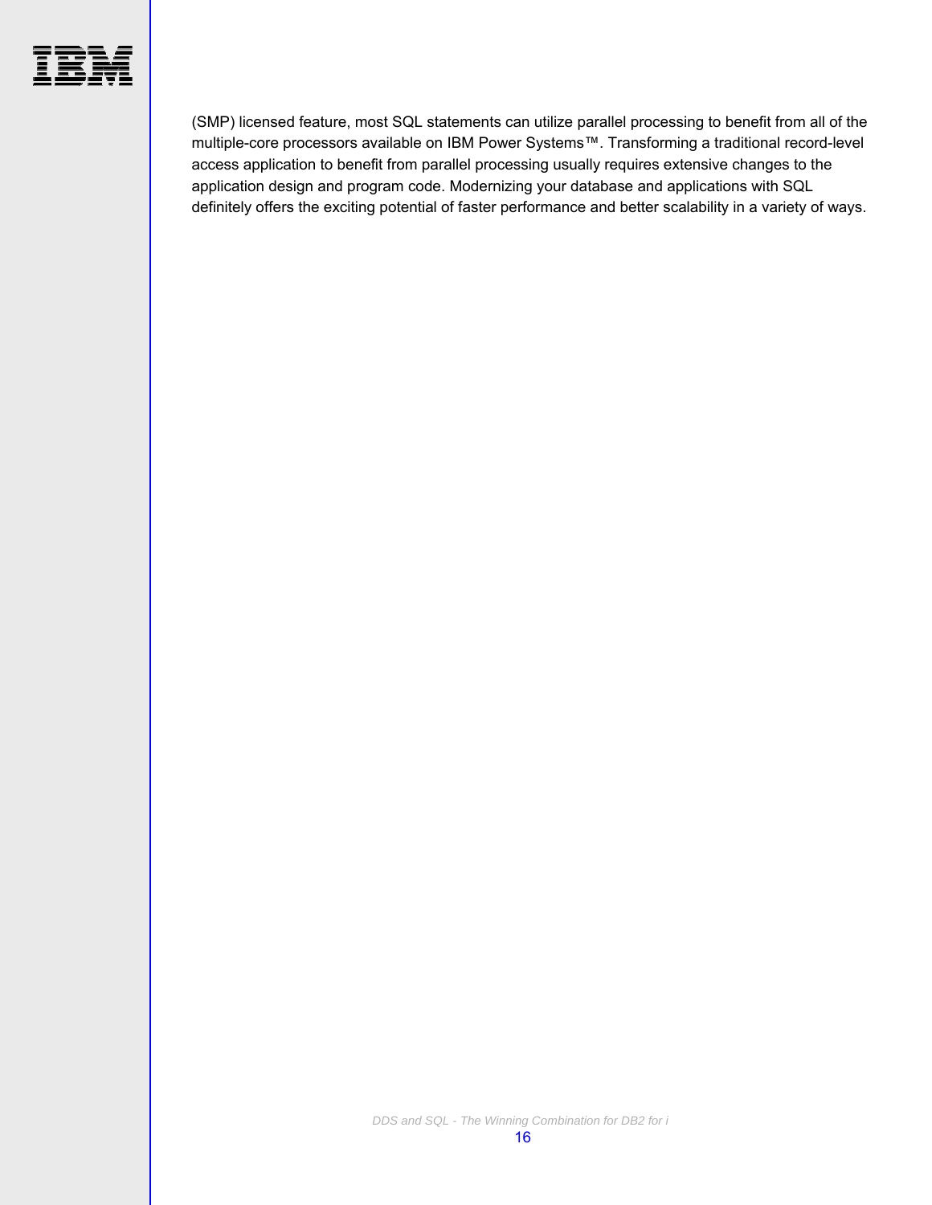(SMP) licensed feature, most SQL statements can utilize parallel processing to benefit from all of the multiple-core processors available on IBM Power Systems™. Transforming a traditional record-level access application to benefit from parallel processing usually requires extensive changes to the application design and program code. Modernizing your database and applications with SQL definitely offers the exciting potential of faster performance and better scalability in a variety of ways.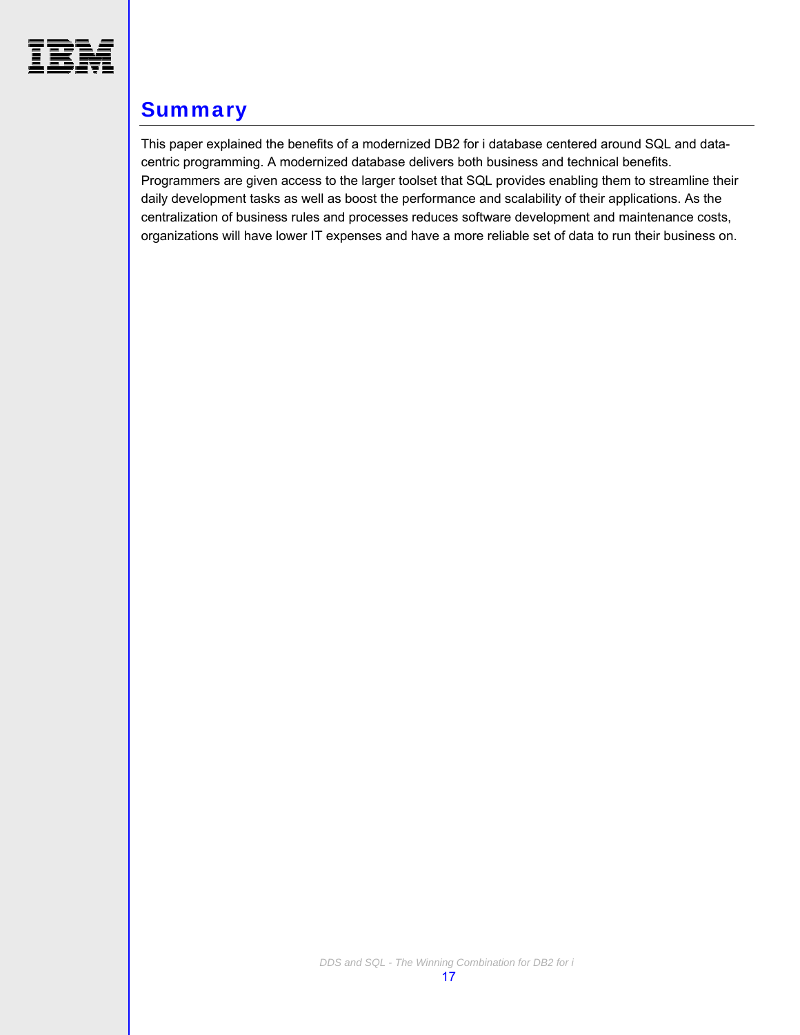## Summary

This paper explained the benefits of a modernized DB2 for i database centered around SQL and data-centric programming. A modernized database delivers both business and technical benefits. Programmers are given access to the larger toolset that SQL provides enabling them to streamline their daily development tasks as well as boost the performance and scalability of their applications. As the centralization of business rules and processes reduces software development and maintenance costs, organizations will have lower IT expenses and have a more reliable set of data to run their business on.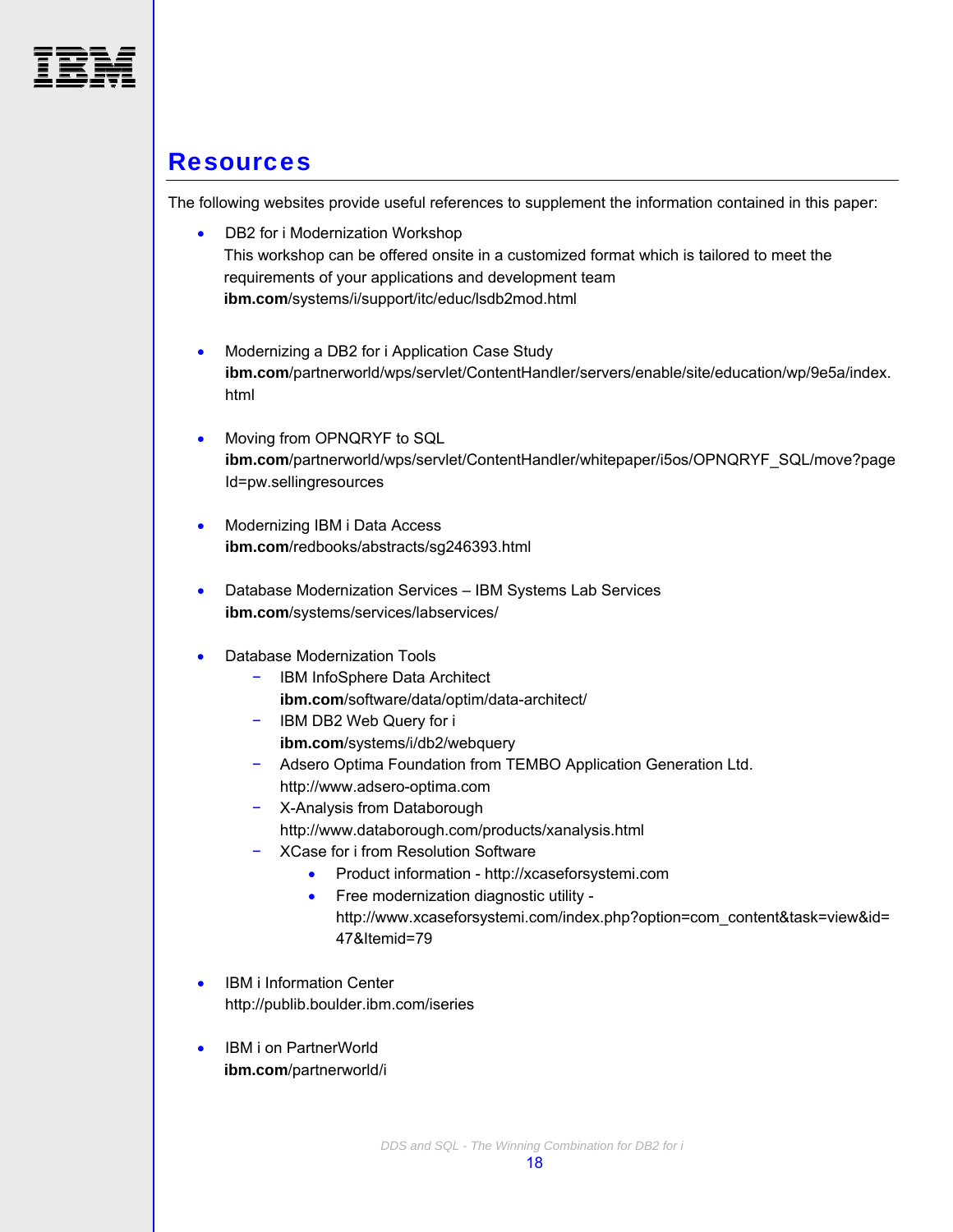## Resources

The following websites provide useful references to supplement the information contained in this paper:

- DB2 for i Modernization Workshop
  This workshop can be offered onsite in a customized format which is tailored to meet the requirements of your applications and development team
  **ibm.com**/systems/i/support/itc/educ/lsdb2mod.html

- Modernizing a DB2 for i Application Case Study
  **ibm.com**/partnerworld/wps/servlet/ContentHandler/servers/enable/site/education/wp/9e5a/index.html

- Moving from OPNQRYF to SQL
  **ibm.com**/partnerworld/wps/servlet/ContentHandler/whitepaper/i5os/OPNQRYF_SQL/move?pageId=pw.sellingresources

- Modernizing IBM i Data Access
  **ibm.com**/redbooks/abstracts/sg246393.html

- Database Modernization Services – IBM Systems Lab Services
  **ibm.com**/systems/services/labservices/

- Database Modernization Tools
  - IBM InfoSphere Data Architect
    **ibm.com**/software/data/optim/data-architect/
  - IBM DB2 Web Query for i
    **ibm.com**/systems/i/db2/webquery
  - Adsero Optima Foundation from TEMBO Application Generation Ltd.
    http://www.adsero-optima.com
  - X-Analysis from Databorough
    http://www.databorough.com/products/xanalysis.html
  - XCase for i from Resolution Software
    - Product information - http://xcaseforsystemi.com
    - Free modernization diagnostic utility - http://www.xcaseforsystemi.com/index.php?option=com_content&task=view&id=47&Itemid=79

- IBM i Information Center
  http://publib.boulder.ibm.com/iseries

- IBM i on PartnerWorld
  **ibm.com**/partnerworld/i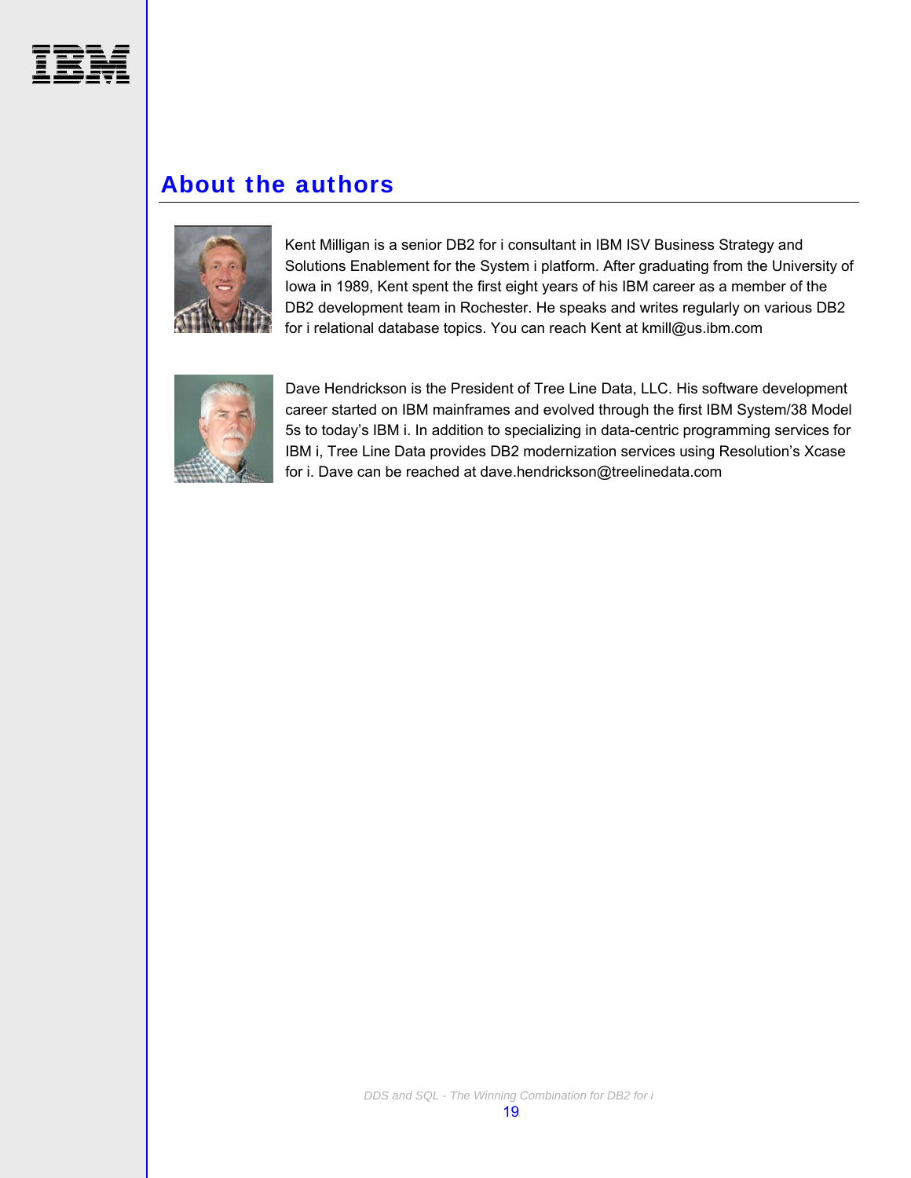## About the authors

Kent Milligan is a senior DB2 for i consultant in IBM ISV Business Strategy and Solutions Enablement for the System i platform. After graduating from the University of Iowa in 1989, Kent spent the first eight years of his IBM career as a member of the DB2 development team in Rochester. He speaks and writes regularly on various DB2 for i relational database topics. You can reach Kent at kmill@us.ibm.com

Dave Hendrickson is the President of Tree Line Data, LLC. His software development career started on IBM mainframes and evolved through the first IBM System/38 Model 5s to today's IBM i. In addition to specializing in data-centric programming services for IBM i, Tree Line Data provides DB2 modernization services using Resolution's Xcase for i. Dave can be reached at dave.hendrickson@treelinedata.com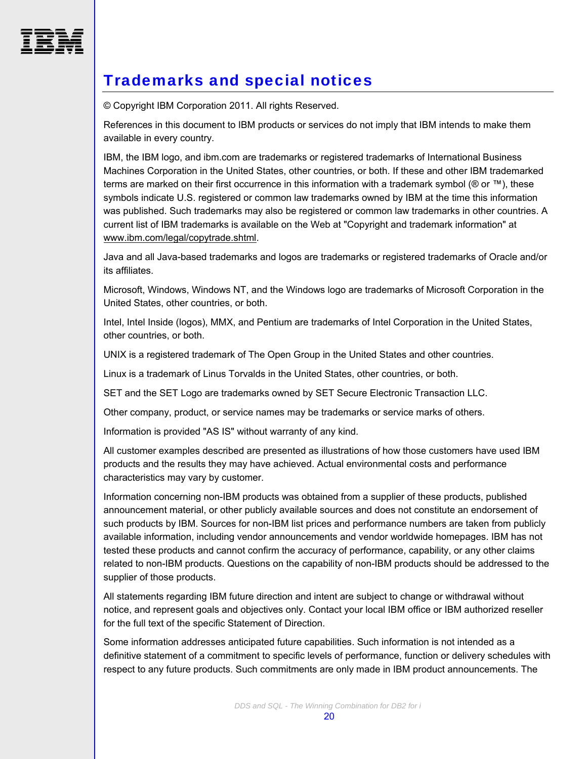## Trademarks and special notices

© Copyright IBM Corporation 2011. All rights Reserved.

References in this document to IBM products or services do not imply that IBM intends to make them available in every country.

IBM, the IBM logo, and ibm.com are trademarks or registered trademarks of International Business Machines Corporation in the United States, other countries, or both. If these and other IBM trademarked terms are marked on their first occurrence in this information with a trademark symbol (® or ™), these symbols indicate U.S. registered or common law trademarks owned by IBM at the time this information was published. Such trademarks may also be registered or common law trademarks in other countries. A current list of IBM trademarks is available on the Web at "Copyright and trademark information" at www.ibm.com/legal/copytrade.shtml.

Java and all Java-based trademarks and logos are trademarks or registered trademarks of Oracle and/or its affiliates.

Microsoft, Windows, Windows NT, and the Windows logo are trademarks of Microsoft Corporation in the United States, other countries, or both.

Intel, Intel Inside (logos), MMX, and Pentium are trademarks of Intel Corporation in the United States, other countries, or both.

UNIX is a registered trademark of The Open Group in the United States and other countries.

Linux is a trademark of Linus Torvalds in the United States, other countries, or both.

SET and the SET Logo are trademarks owned by SET Secure Electronic Transaction LLC.

Other company, product, or service names may be trademarks or service marks of others.

Information is provided "AS IS" without warranty of any kind.

All customer examples described are presented as illustrations of how those customers have used IBM products and the results they may have achieved. Actual environmental costs and performance characteristics may vary by customer.

Information concerning non-IBM products was obtained from a supplier of these products, published announcement material, or other publicly available sources and does not constitute an endorsement of such products by IBM. Sources for non-IBM list prices and performance numbers are taken from publicly available information, including vendor announcements and vendor worldwide homepages. IBM has not tested these products and cannot confirm the accuracy of performance, capability, or any other claims related to non-IBM products. Questions on the capability of non-IBM products should be addressed to the supplier of those products.

All statements regarding IBM future direction and intent are subject to change or withdrawal without notice, and represent goals and objectives only. Contact your local IBM office or IBM authorized reseller for the full text of the specific Statement of Direction.

Some information addresses anticipated future capabilities. Such information is not intended as a definitive statement of a commitment to specific levels of performance, function or delivery schedules with respect to any future products. Such commitments are only made in IBM product announcements. The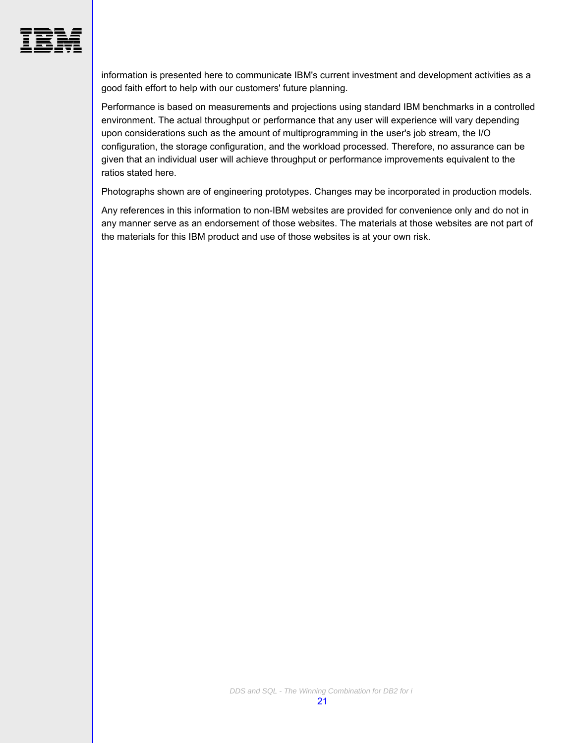information is presented here to communicate IBM's current investment and development activities as a good faith effort to help with our customers' future planning.

Performance is based on measurements and projections using standard IBM benchmarks in a controlled environment. The actual throughput or performance that any user will experience will vary depending upon considerations such as the amount of multiprogramming in the user's job stream, the I/O configuration, the storage configuration, and the workload processed. Therefore, no assurance can be given that an individual user will achieve throughput or performance improvements equivalent to the ratios stated here.

Photographs shown are of engineering prototypes. Changes may be incorporated in production models.

Any references in this information to non-IBM websites are provided for convenience only and do not in any manner serve as an endorsement of those websites. The materials at those websites are not part of the materials for this IBM product and use of those websites is at your own risk.